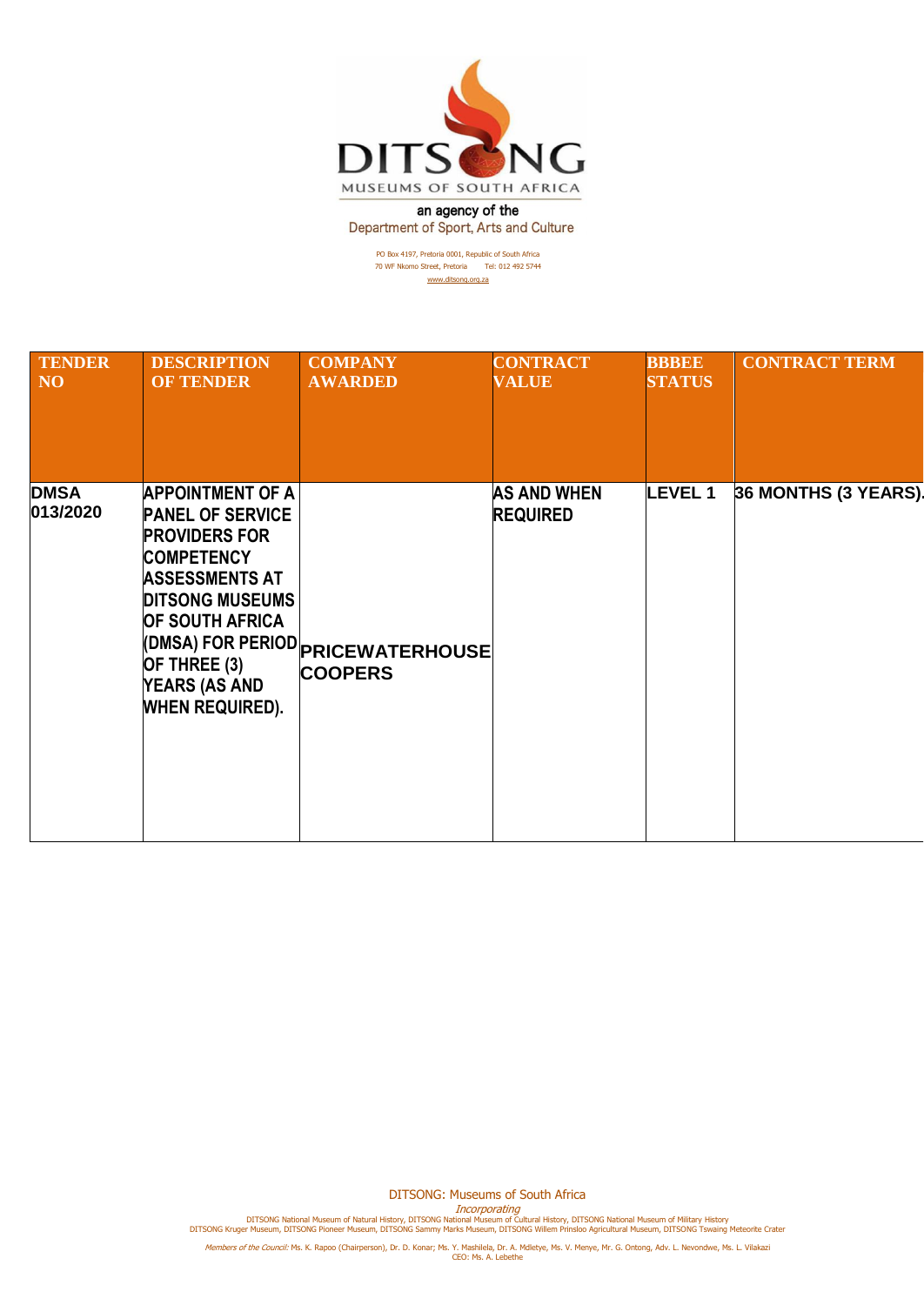DITSONG

MUSEUMS OF SOUTH AFRICA

an agency of the
Department of Sport, Arts and Culture

PO Box 4197, Pretoria 0001, Republic of South Africa
70 WF Nkomo Street, Pretoria Tel: 012 492 5744
www.ditsong.org.za

| TENDER NO | DESCRIPTION OF TENDER | COMPANY AWARDED | CONTRACT VALUE | BBBEE STATUS | CONTRACT TERM |
|---|---|---|---|---|---|
| DMSA 013/2020 | APPOINTMENT OF A PANEL OF SERVICE PROVIDERS FOR COMPETENCY ASSESSMENTS AT DITSONG MUSEUMS OF SOUTH AFRICA (DMSA) FOR PERIOD OF THREE (3) YEARS (AS AND WHEN REQUIRED). | PRICEWATERHOUSE COOPERS | AS AND WHEN REQUIRED | LEVEL 1 | 36 MONTHS (3 YEARS). |

DITSONG: Museums of South Africa

*Incorporating*

DITSONG National Museum of Natural History, DITSONG National Museum of Cultural History, DITSONG National Museum of Military History
DITSONG Kruger Museum, DITSONG Pioneer Museum, DITSONG Sammy Marks Museum, DITSONG Willem Prinsloo Agricultural Museum, DITSONG Tswaing Meteorite Crater

*Members of the Council:* Ms. K. Rapoo (Chairperson), Dr. D. Konar; Ms. Y. Mashilela, Dr. A. Mdletye, Ms. V. Menye, Mr. G. Ontong, Adv. L. Nevondwe, Ms. L. Vilakazi
CEO: Ms. A. Lebethe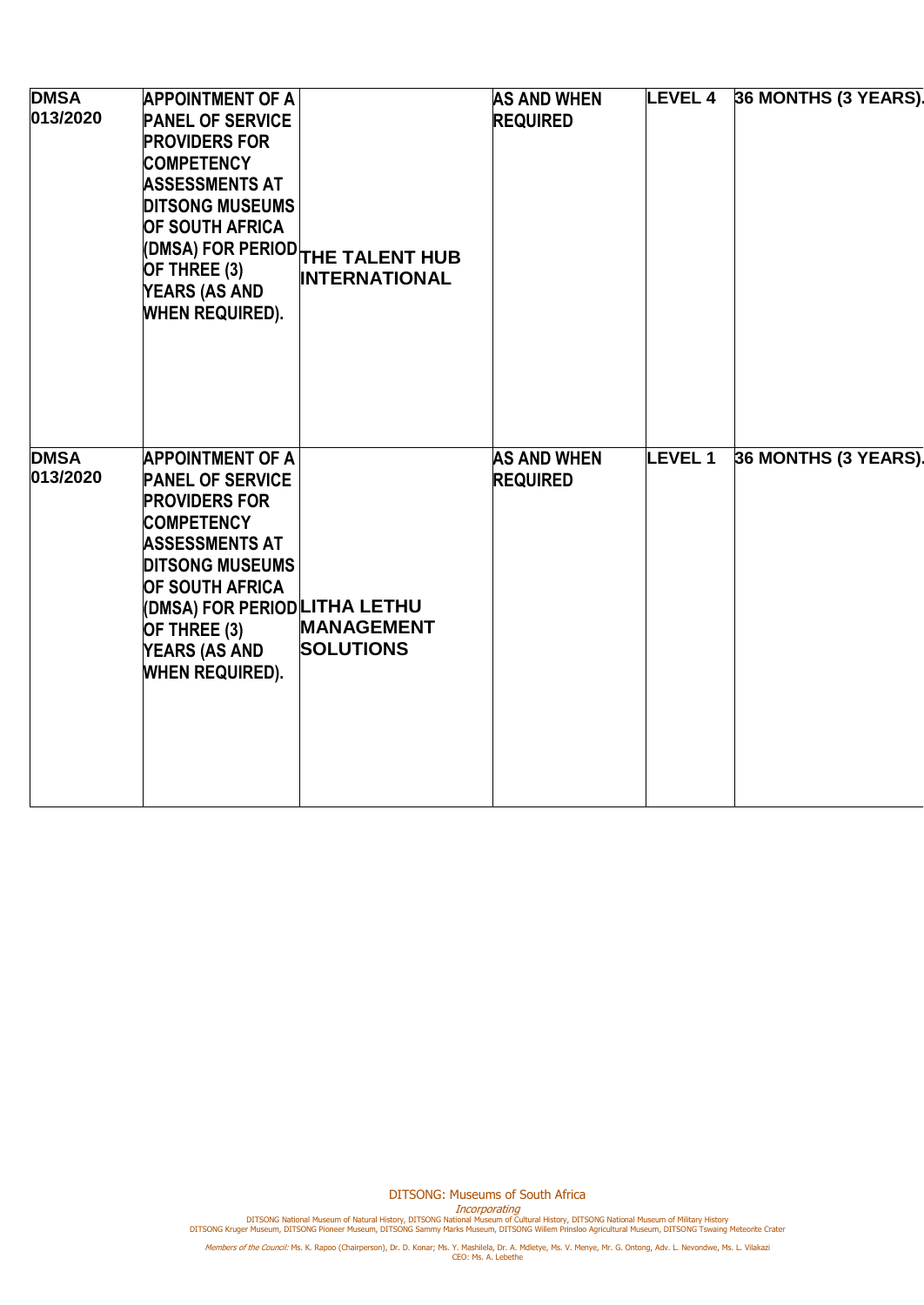| | | | | | |
|---|---|---|---|---|---|
| **DMSA 013/2020** | **APPOINTMENT OF A PANEL OF SERVICE PROVIDERS FOR COMPETENCY ASSESSMENTS AT DITSONG MUSEUMS OF SOUTH AFRICA (DMSA) FOR PERIOD OF THREE (3) YEARS (AS AND WHEN REQUIRED).** | **THE TALENT HUB INTERNATIONAL** | **AS AND WHEN REQUIRED** | **LEVEL 4** | **36 MONTHS (3 YEARS).** |
| **DMSA 013/2020** | **APPOINTMENT OF A PANEL OF SERVICE PROVIDERS FOR COMPETENCY ASSESSMENTS AT DITSONG MUSEUMS OF SOUTH AFRICA (DMSA) FOR PERIOD OF THREE (3) YEARS (AS AND WHEN REQUIRED).** | **LITHA LETHU MANAGEMENT SOLUTIONS** | **AS AND WHEN REQUIRED** | **LEVEL 1** | **36 MONTHS (3 YEARS).** |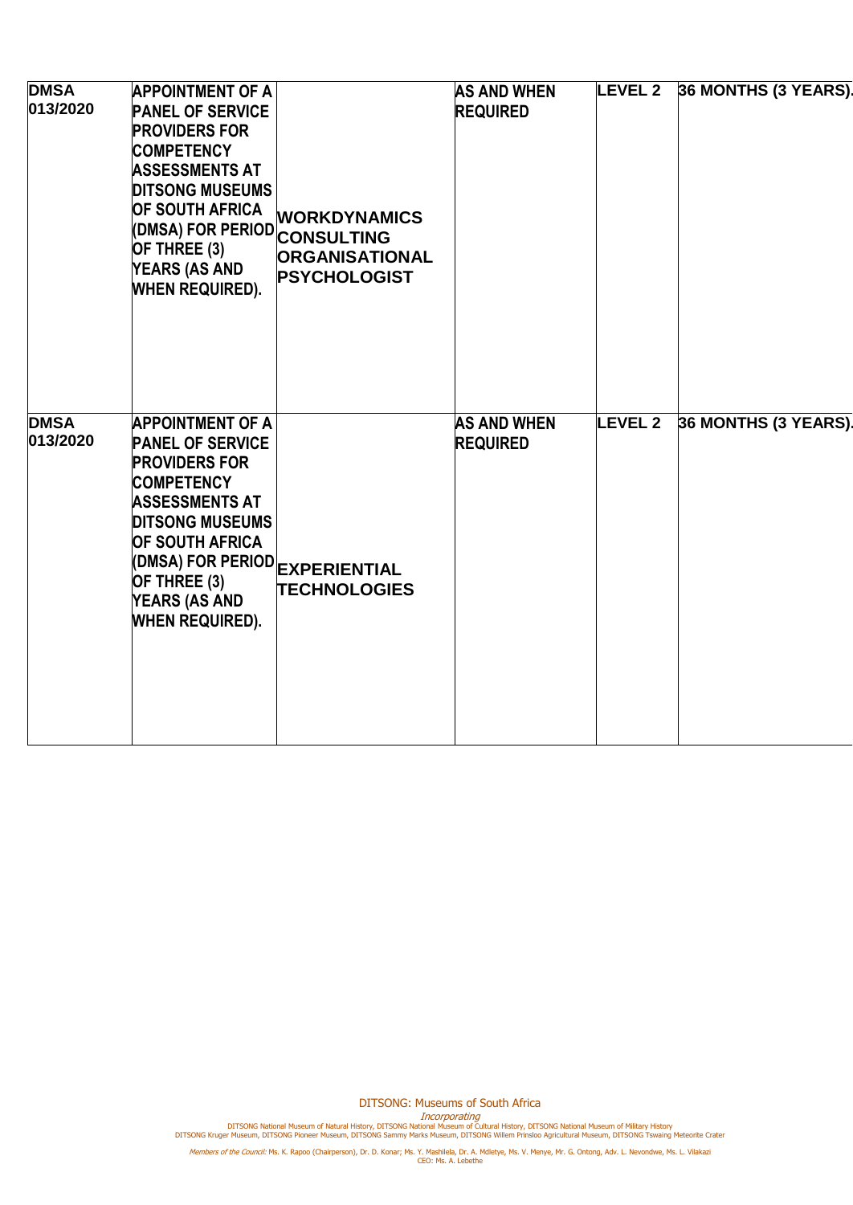| | | | | | |
|---|---|---|---|---|---|
| **DMSA 013/2020** | **APPOINTMENT OF A PANEL OF SERVICE PROVIDERS FOR COMPETENCY ASSESSMENTS AT DITSONG MUSEUMS OF SOUTH AFRICA (DMSA) FOR PERIOD OF THREE (3) YEARS (AS AND WHEN REQUIRED).** | **WORKDYNAMICS CONSULTING ORGANISATIONAL PSYCHOLOGIST** | **AS AND WHEN REQUIRED** | **LEVEL 2** | **36 MONTHS (3 YEARS).** |
| **DMSA 013/2020** | **APPOINTMENT OF A PANEL OF SERVICE PROVIDERS FOR COMPETENCY ASSESSMENTS AT DITSONG MUSEUMS OF SOUTH AFRICA (DMSA) FOR PERIOD OF THREE (3) YEARS (AS AND WHEN REQUIRED).** | **EXPERIENTIAL TECHNOLOGIES** | **AS AND WHEN REQUIRED** | **LEVEL 2** | **36 MONTHS (3 YEARS).** |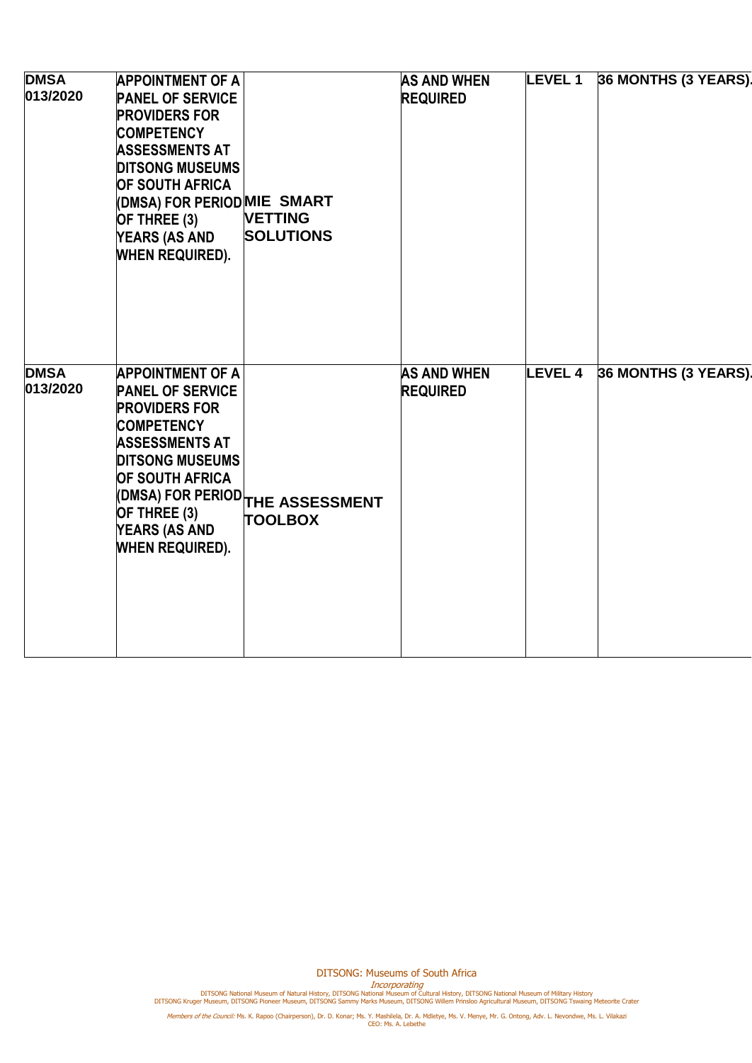| DMSA 013/2020 | APPOINTMENT OF A PANEL OF SERVICE PROVIDERS FOR COMPETENCY ASSESSMENTS AT DITSONG MUSEUMS OF SOUTH AFRICA (DMSA) FOR PERIOD OF THREE (3) YEARS (AS AND WHEN REQUIRED). | MIE SMART VETTING SOLUTIONS | AS AND WHEN REQUIRED | LEVEL 1 | 36 MONTHS (3 YEARS). |
|---|---|---|---|---|---|
| DMSA 013/2020 | APPOINTMENT OF A PANEL OF SERVICE PROVIDERS FOR COMPETENCY ASSESSMENTS AT DITSONG MUSEUMS OF SOUTH AFRICA (DMSA) FOR PERIOD OF THREE (3) YEARS (AS AND WHEN REQUIRED). | THE ASSESSMENT TOOLBOX | AS AND WHEN REQUIRED | LEVEL 4 | 36 MONTHS (3 YEARS). |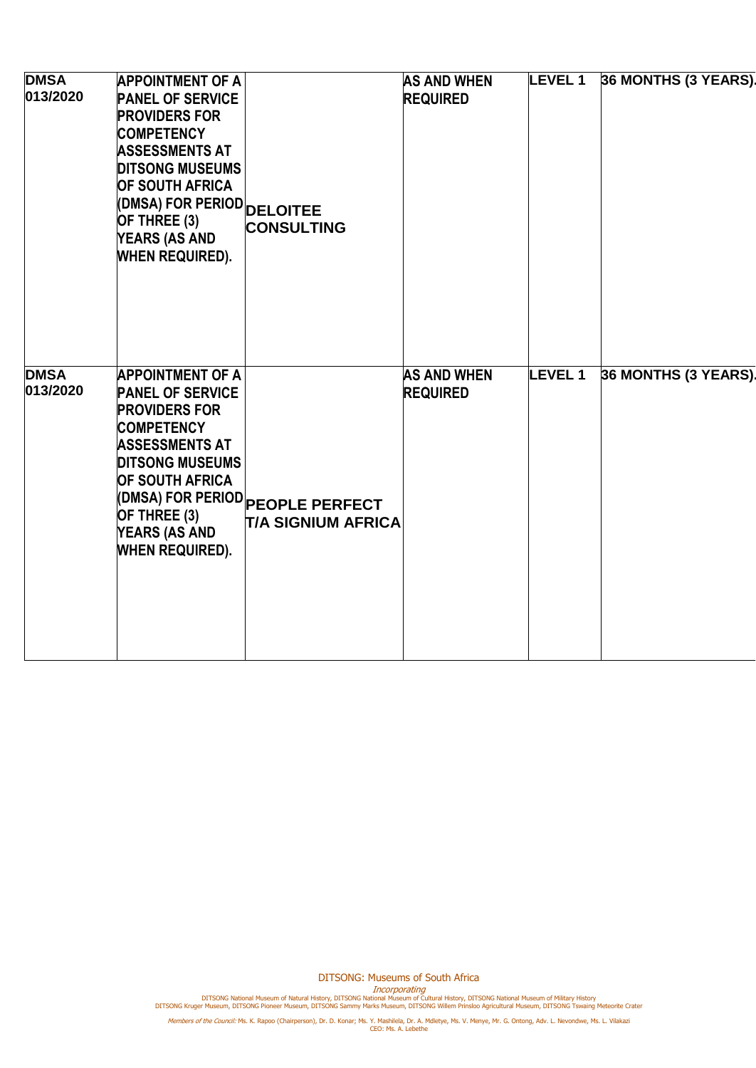| | | | | | |
|---|---|---|---|---|---|
| **DMSA 013/2020** | **APPOINTMENT OF A PANEL OF SERVICE PROVIDERS FOR COMPETENCY ASSESSMENTS AT DITSONG MUSEUMS OF SOUTH AFRICA (DMSA) FOR PERIOD OF THREE (3) YEARS (AS AND WHEN REQUIRED).** | **DELOITEE CONSULTING** | **AS AND WHEN REQUIRED** | **LEVEL 1** | **36 MONTHS (3 YEARS).** |
| **DMSA 013/2020** | **APPOINTMENT OF A PANEL OF SERVICE PROVIDERS FOR COMPETENCY ASSESSMENTS AT DITSONG MUSEUMS OF SOUTH AFRICA (DMSA) FOR PERIOD OF THREE (3) YEARS (AS AND WHEN REQUIRED).** | **PEOPLE PERFECT T/A SIGNIUM AFRICA** | **AS AND WHEN REQUIRED** | **LEVEL 1** | **36 MONTHS (3 YEARS).** |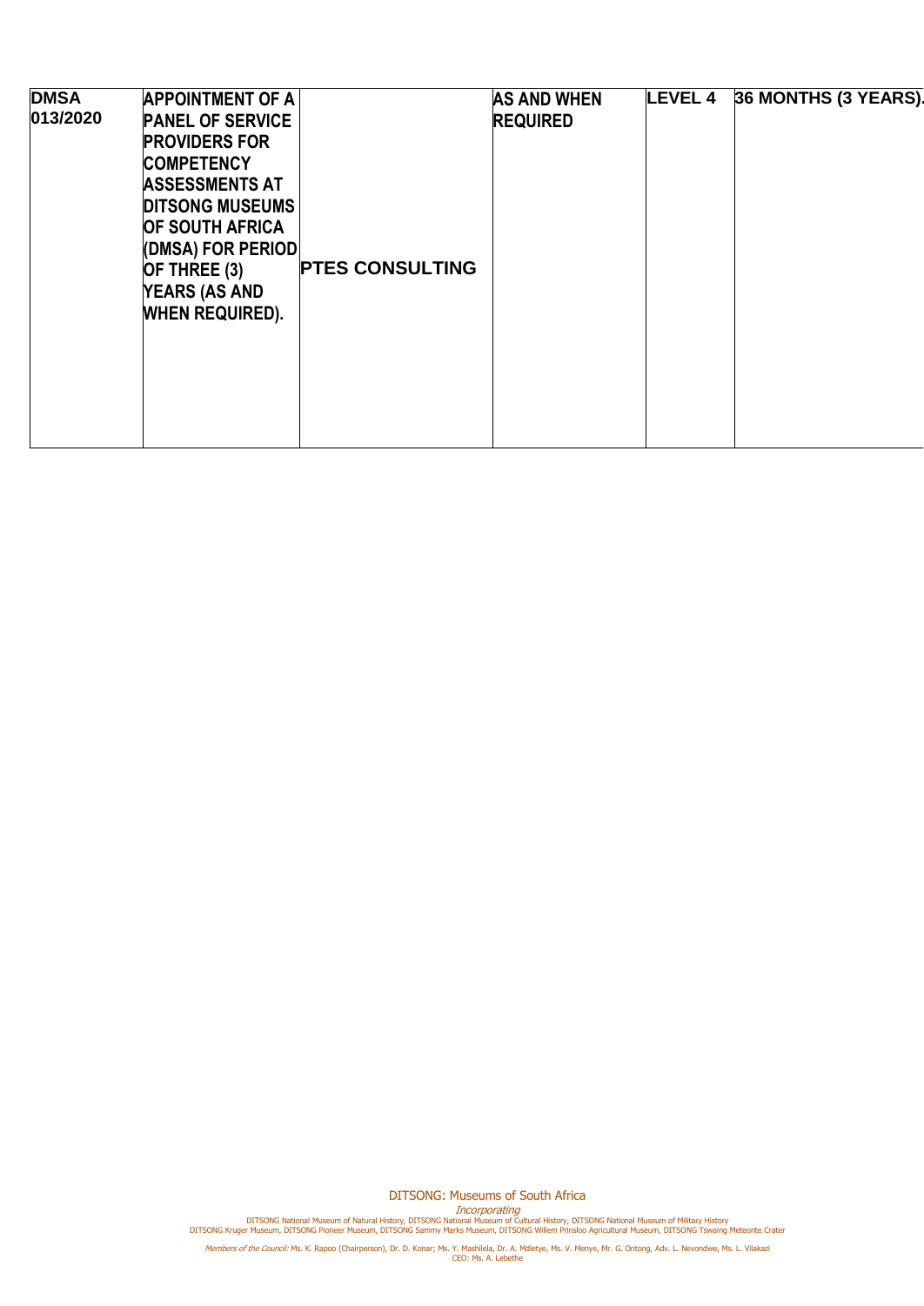| | | | | | |
|---|---|---|---|---|---|
| **DMSA 013/2020** | **APPOINTMENT OF A PANEL OF SERVICE PROVIDERS FOR COMPETENCY ASSESSMENTS AT DITSONG MUSEUMS OF SOUTH AFRICA (DMSA) FOR PERIOD OF THREE (3) YEARS (AS AND WHEN REQUIRED).** | **PTES CONSULTING** | **AS AND WHEN REQUIRED** | **LEVEL 4** | **36 MONTHS (3 YEARS).** |

DITSONG: Museums of South Africa

*Incorporating*

DITSONG National Museum of Natural History, DITSONG National Museum of Cultural History, DITSONG National Museum of Military History
DITSONG Kruger Museum, DITSONG Pioneer Museum, DITSONG Sammy Marks Museum, DITSONG Willem Prinsloo Agricultural Museum, DITSONG Tswaing Meteorite Crater

*Members of the Council:* Ms. K. Rapoo (Chairperson), Dr. D. Konar; Ms. Y. Mashilela, Dr. A. Mdletye, Ms. V. Menye, Mr. G. Ontong, Adv. L. Nevondwe, Ms. L. Vilakazi
CEO: Ms. A. Lebethe